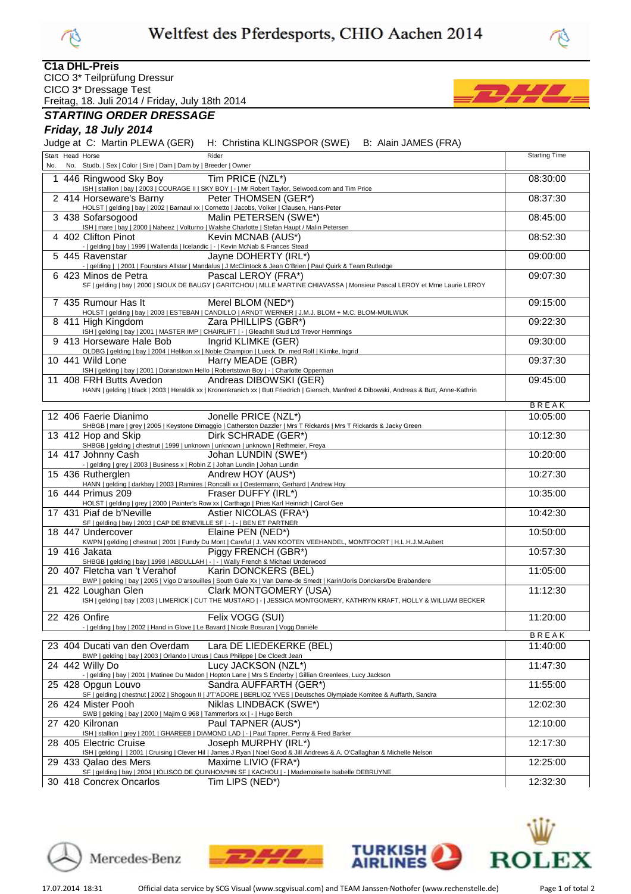# Weltfest des Pferdesports, CHIO Aachen 2014

**C1a DHL-Preis**
CICO 3* Teilprüfung Dressur
CICO 3* Dressage Test
Freitag, 18. Juli 2014 / Friday, July 18th 2014

## *STARTING ORDER DRESSAGE*

## *Friday, 18 July 2014*

Judge at C: Martin PLEWA (GER) H: Christina KLINGSPOR (SWE) B: Alain JAMES (FRA)

| Start No. | Head No. | Horse / Studb. \| Sex \| Color \| Sire \| Dam \| Dam by \| Breeder \| Owner | Rider | Starting Time |
|---|---|---|---|---|
| 1 | 446 | Ringwood Sky Boy<br>ISH \| stallion \| bay \| 2003 \| COURAGE II \| SKY BOY \| - \| Mr Robert Taylor, Selwood.com and Tim Price | Tim PRICE (NZL*) | 08:30:00 |
| 2 | 414 | Horseware's Barny<br>HOLST \| gelding \| bay \| 2002 \| Barnaul xx \| Cornetto \| Jacobs, Volker \| Clausen, Hans-Peter | Peter THOMSEN (GER*) | 08:37:30 |
| 3 | 438 | Sofarsogood<br>ISH \| mare \| bay \| 2000 \| Naheez \| Volturno \| Walshe Charlotte \| Stefan Haupt / Malin Petersen | Malin PETERSEN (SWE*) | 08:45:00 |
| 4 | 402 | Clifton Pinot<br>- \| gelding \| bay \| 1999 \| Wallenda \| Icelandic \| - \| Kevin McNab & Frances Stead | Kevin MCNAB (AUS*) | 08:52:30 |
| 5 | 445 | Ravenstar<br>- \| gelding \| \| 2001 \| Fourstars Allstar \| Mandalus \| J McClintock & Jean O'Brien \| Paul Quirk & Team Rutledge | Jayne DOHERTY (IRL*) | 09:00:00 |
| 6 | 423 | Minos de Petra<br>SF \| gelding \| bay \| 2000 \| SIOUX DE BAUGY \| GARITCHOU \| MLLE MARTINE CHIAVASSA \| Monsieur Pascal LEROY et Mme Laurie LEROY | Pascal LEROY (FRA*) | 09:07:30 |
| 7 | 435 | Rumour Has It<br>HOLST \| gelding \| bay \| 2003 \| ESTEBAN \| CANDILLO \| ARNDT WERNER \| J.M.J. BLOM + M.C. BLOM-MUILWIJK | Merel BLOM (NED*) | 09:15:00 |
| 8 | 411 | High Kingdom<br>ISH \| gelding \| bay \| 2001 \| MASTER IMP \| CHAIRLIFT \| - \| Gleadhill Stud Ltd Trevor Hemmings | Zara PHILLIPS (GBR*) | 09:22:30 |
| 9 | 413 | Horseware Hale Bob<br>OLDBG \| gelding \| bay \| 2004 \| Helikon xx \| Noble Champion \| Lueck, Dr. med Rolf \| Klimke, Ingrid | Ingrid KLIMKE (GER) | 09:30:00 |
| 10 | 441 | Wild Lone<br>ISH \| gelding \| bay \| 2001 \| Doranstown Hello \| Robertstown Boy \| - \| Charlotte Opperman | Harry MEADE (GBR) | 09:37:30 |
| 11 | 408 | FRH Butts Avedon<br>HANN \| gelding \| black \| 2003 \| Heraldik xx \| Kronenkranich xx \| Butt Friedrich \| Giensch, Manfred & Dibowski, Andreas & Butt, Anne-Kathrin | Andreas DIBOWSKI (GER) | 09:45:00 |
| | | | | BREAK |
| 12 | 406 | Faerie Dianimo<br>SHBGB \| mare \| grey \| 2005 \| Keystone Dimaggio \| Catherston Dazzler \| Mrs T Rickards \| Mrs T Rickards & Jacky Green | Jonelle PRICE (NZL*) | 10:05:00 |
| 13 | 412 | Hop and Skip<br>SHBGB \| gelding \| chestnut \| 1999 \| unknown \| unknown \| unknown \| Rethmeier, Freya | Dirk SCHRADE (GER*) | 10:12:30 |
| 14 | 417 | Johnny Cash<br>- \| gelding \| grey \| 2003 \| Business x \| Robin Z \| Johan Lundin \| Johan Lundin | Johan LUNDIN (SWE*) | 10:20:00 |
| 15 | 436 | Rutherglen<br>HANN \| gelding \| darkbay \| 2003 \| Ramires \| Roncalli xx \| Oestermann, Gerhard \| Andrew Hoy | Andrew HOY (AUS*) | 10:27:30 |
| 16 | 444 | Primus 209<br>HOLST \| gelding \| grey \| 2000 \| Painter's Row xx \| Carthago \| Pries Karl Heinrich \| Carol Gee | Fraser DUFFY (IRL*) | 10:35:00 |
| 17 | 431 | Piaf de b'Neville<br>SF \| gelding \| bay \| 2003 \| CAP DE B'NEVILLE SF \| - \| - \| BEN ET PARTNER | Astier NICOLAS (FRA*) | 10:42:30 |
| 18 | 447 | Undercover<br>KWPN \| gelding \| chestnut \| 2001 \| Fundy Du Mont \| Careful \| J. VAN KOOTEN VEEHANDEL, MONTFOORT \| H.L.H.J.M.Aubert | Elaine PEN (NED*) | 10:50:00 |
| 19 | 416 | Jakata<br>SHBGB \| gelding \| bay \| 1998 \| ABDULLAH \| - \| - \| Wally French & Michael Underwood | Piggy FRENCH (GBR*) | 10:57:30 |
| 20 | 407 | Fletcha van 't Verahof<br>BWP \| gelding \| bay \| 2005 \| Vigo D'arsouilles \| South Gale Xx \| Van Dame-de Smedt \| Karin/Joris Donckers/De Brabandere | Karin DONCKERS (BEL) | 11:05:00 |
| 21 | 422 | Loughan Glen<br>ISH \| gelding \| bay \| 2003 \| LIMERICK \| CUT THE MUSTARD \| - \| JESSICA MONTGOMERY, KATHRYN KRAFT, HOLLY & WILLIAM BECKER | Clark MONTGOMERY (USA) | 11:12:30 |
| 22 | 426 | Onfire<br>- \| gelding \| bay \| 2002 \| Hand in Glove \| Le Bavard \| Nicole Bosuran \| Vogg Danièle | Felix VOGG (SUI) | 11:20:00 |
| | | | | BREAK |
| 23 | 404 | Ducati van den Overdam<br>BWP \| gelding \| bay \| 2003 \| Orlando \| Urous \| Caus Philippe \| De Cloedt Jean | Lara DE LIEDEKERKE (BEL) | 11:40:00 |
| 24 | 442 | Willy Do<br>- \| gelding \| bay \| 2001 \| Matinee Du Madon \| Hopton Lane \| Mrs S Enderby \| Gillian Greenlees, Lucy Jackson | Lucy JACKSON (NZL*) | 11:47:30 |
| 25 | 428 | Opgun Louvo<br>SF \| gelding \| chestnut \| 2002 \| Shogoun II \| J'T'ADORE \| BERLIOZ YVES \| Deutsches Olympiade Komitee & Auffarth, Sandra | Sandra AUFFARTH (GER*) | 11:55:00 |
| 26 | 424 | Mister Pooh<br>SWB \| gelding \| bay \| 2000 \| Majim G 968 \| Tammerfors xx \| - \| Hugo Berch | Niklas LINDBÄCK (SWE*) | 12:02:30 |
| 27 | 420 | Kilronan<br>ISH \| stallion \| grey \| 2001 \| GHAREEB \| DIAMOND LAD \| - \| Paul Tapner, Penny & Fred Barker | Paul TAPNER (AUS*) | 12:10:00 |
| 28 | 405 | Electric Cruise<br>ISH \| gelding \| \| 2001 \| Cruising \| Clever Hil \| James J Ryan \| Noel Good & Jill Andrews & A. O'Callaghan & Michelle Nelson | Joseph MURPHY (IRL*) | 12:17:30 |
| 29 | 433 | Qalao des Mers<br>SF \| gelding \| bay \| 2004 \| IOLISCO DE QUINHON*HN SF \| KACHOU \| - \| Mademoiselle Isabelle DEBRUYNE | Maxime LIVIO (FRA*) | 12:25:00 |
| 30 | 418 | Concrex Oncarlos | Tim LIPS (NED*) | 12:32:30 |

Official data service by SCG Visual (www.scgvisual.com) and TEAM Janssen-Nothofer (www.rechenstelle.de)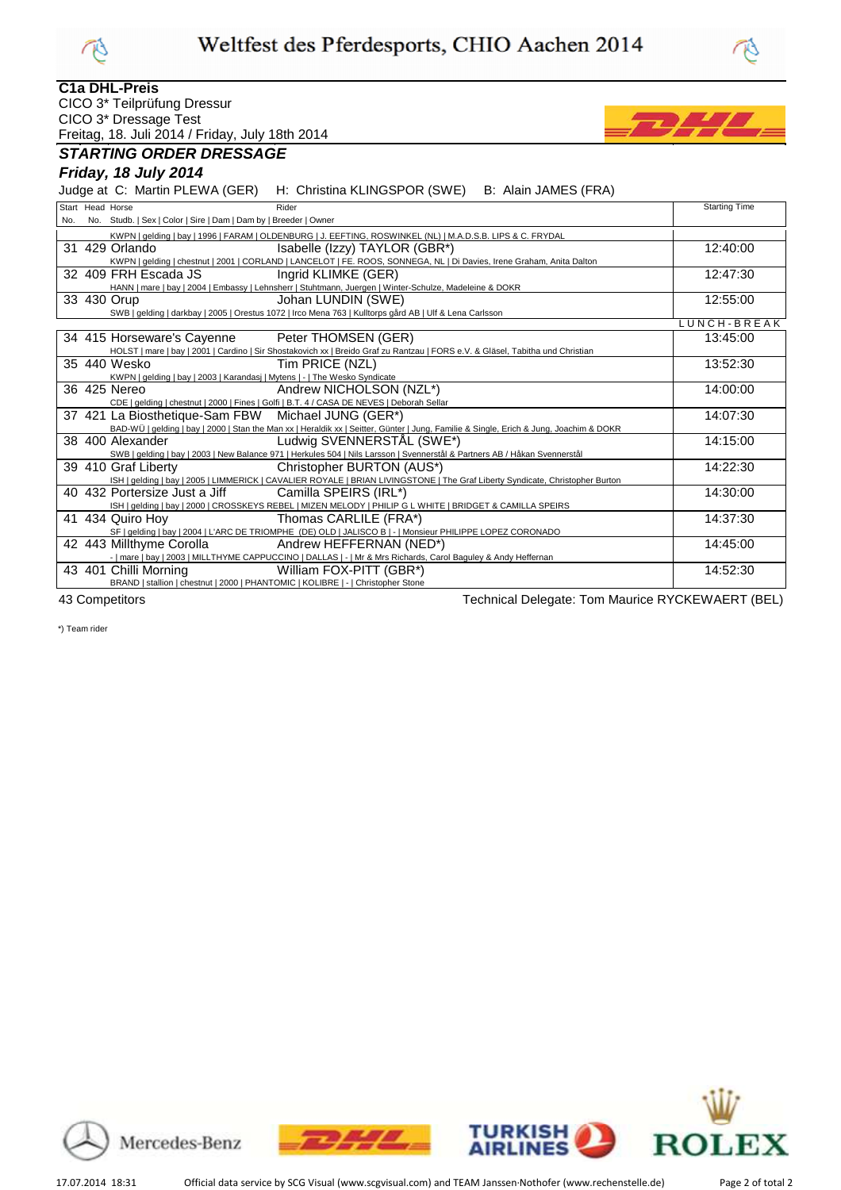# Weltfest des Pferdesports, CHIO Aachen 2014

**C1a DHL-Preis**
CICO 3* Teilprüfung Dressur
CICO 3* Dressage Test
Freitag, 18. Juli 2014 / Friday, July 18th 2014

## *STARTING ORDER DRESSAGE*

### *Friday, 18 July 2014*

Judge at C: Martin PLEWA (GER) H: Christina KLINGSPOR (SWE) B: Alain JAMES (FRA)

| Start No. | Head No. | Horse / Studb. \| Sex \| Color \| Sire \| Dam \| Dam by \| Breeder \| Owner | Rider | Starting Time |
|---|---|---|---|---|
| | | KWPN \| gelding \| bay \| 1996 \| FARAM \| OLDENBURG \| J. EEFTING, ROSWINKEL (NL) \| M.A.D.S.B. LIPS & C. FRYDAL | | |
| 31 | 429 | Orlando<br>KWPN \| gelding \| chestnut \| 2001 \| CORLAND \| LANCELOT \| FE. ROOS, SONNEGA, NL \| Di Davies, Irene Graham, Anita Dalton | Isabelle (Izzy) TAYLOR (GBR*) | 12:40:00 |
| 32 | 409 | FRH Escada JS<br>HANN \| mare \| bay \| 2004 \| Embassy \| Lehnsherr \| Stuhtmann, Juergen \| Winter-Schulze, Madeleine & DOKR | Ingrid KLIMKE (GER) | 12:47:30 |
| 33 | 430 | Orup<br>SWB \| gelding \| darkbay \| 2005 \| Orestus 1072 \| Irco Mena 763 \| Kulltorps gård AB \| Ulf & Lena Carlsson | Johan LUNDIN (SWE) | 12:55:00 |
| | | | | LUNCH-BREAK |
| 34 | 415 | Horseware's Cayenne<br>HOLST \| mare \| bay \| 2001 \| Cardino \| Sir Shostakovich xx \| Breido Graf zu Rantzau \| FORS e.V. & Gläsel, Tabitha und Christian | Peter THOMSEN (GER) | 13:45:00 |
| 35 | 440 | Wesko<br>KWPN \| gelding \| bay \| 2003 \| Karandasj \| Mytens \| - \| The Wesko Syndicate | Tim PRICE (NZL) | 13:52:30 |
| 36 | 425 | Nereo<br>CDE \| gelding \| chestnut \| 2000 \| Fines \| Golfi \| B.T. 4 / CASA DE NEVES \| Deborah Sellar | Andrew NICHOLSON (NZL*) | 14:00:00 |
| 37 | 421 | La Biosthetique-Sam FBW<br>BAD-WÜ \| gelding \| bay \| 2000 \| Stan the Man xx \| Heraldik xx \| Seitter, Günter \| Jung, Familie & Single, Erich & Jung, Joachim & DOKR | Michael JUNG (GER*) | 14:07:30 |
| 38 | 400 | Alexander<br>SWB \| gelding \| bay \| 2003 \| New Balance 971 \| Herkules 504 \| Nils Larsson \| Svennerstål & Partners AB / Håkan Svennerstål | Ludwig SVENNERSTÅL (SWE*) | 14:15:00 |
| 39 | 410 | Graf Liberty<br>ISH \| gelding \| bay \| 2005 \| LIMMERICK \| CAVALIER ROYALE \| BRIAN LIVINGSTONE \| The Graf Liberty Syndicate, Christopher Burton | Christopher BURTON (AUS*) | 14:22:30 |
| 40 | 432 | Portersize Just a Jiff<br>ISH \| gelding \| bay \| 2000 \| CROSSKEYS REBEL \| MIZEN MELODY \| PHILIP G L WHITE \| BRIDGET & CAMILLA SPEIRS | Camilla SPEIRS (IRL*) | 14:30:00 |
| 41 | 434 | Quiro Hoy<br>SF \| gelding \| bay \| 2004 \| L'ARC DE TRIOMPHE (DE) OLD \| JALISCO B \| - \| Monsieur PHILIPPE LOPEZ CORONADO | Thomas CARLILE (FRA*) | 14:37:30 |
| 42 | 443 | Millthyme Corolla<br>- \| mare \| bay \| 2003 \| MILLTHYME CAPPUCCINO \| DALLAS \| - \| Mr & Mrs Richards, Carol Baguley & Andy Heffernan | Andrew HEFFERNAN (NED*) | 14:45:00 |
| 43 | 401 | Chilli Morning<br>BRAND \| stallion \| chestnut \| 2000 \| PHANTOMIC \| KOLIBRE \| - \| Christopher Stone | William FOX-PITT (GBR*) | 14:52:30 |

43 Competitors

Technical Delegate: Tom Maurice RYCKEWAERT (BEL)

*) Team rider

17.07.2014 18:31 Official data service by SCG Visual (www.scgvisual.com) and TEAM Janssen-Nothofer (www.rechenstelle.de)